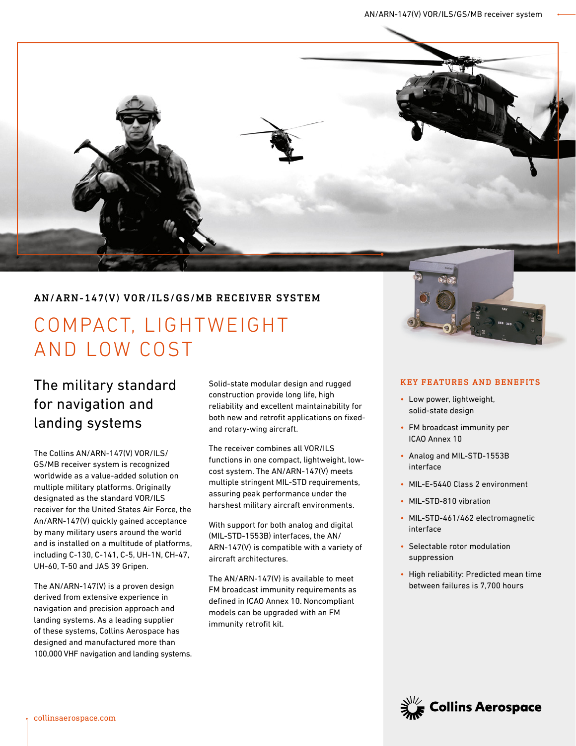## AN/ARN-147(V) VOR/ILS/GS/MB RECEIVER SYSTEM

# COMPACT, LIGHTWEIGHT AND LOW COST

### The military standard for navigation and landing systems

The Collins AN/ARN-147(V) VOR/ILS/GS/MB receiver system is recognized worldwide as a value-added solution on multiple military platforms. Originally designated as the standard VOR/ILS receiver for the United States Air Force, the An/ARN-147(V) quickly gained acceptance by many military users around the world and is installed on a multitude of platforms, including C-130, C-141, C-5, UH-1N, CH-47, UH-60, T-50 and JAS 39 Gripen.

The AN/ARN-147(V) is a proven design derived from extensive experience in navigation and precision approach and landing systems. As a leading supplier of these systems, Collins Aerospace has designed and manufactured more than 100,000 VHF navigation and landing systems.

Solid-state modular design and rugged construction provide long life, high reliability and excellent maintainability for both new and retrofit applications on fixed- and rotary-wing aircraft.

The receiver combines all VOR/ILS functions in one compact, lightweight, low-cost system. The AN/ARN-147(V) meets multiple stringent MIL-STD requirements, assuring peak performance under the harshest military aircraft environments.

With support for both analog and digital (MIL-STD-1553B) interfaces, the AN/ARN-147(V) is compatible with a variety of aircraft architectures.

The AN/ARN-147(V) is available to meet FM broadcast immunity requirements as defined in ICAO Annex 10. Noncompliant models can be upgraded with an FM immunity retrofit kit.

#### KEY FEATURES AND BENEFITS

- Low power, lightweight, solid-state design
- FM broadcast immunity per ICAO Annex 10
- Analog and MIL-STD-1553B interface
- MIL-E-5440 Class 2 environment
- MIL-STD-810 vibration
- MIL-STD-461/462 electromagnetic interface
- Selectable rotor modulation suppression
- High reliability: Predicted mean time between failures is 7,700 hours

Collins Aerospace

collinsaerospace.com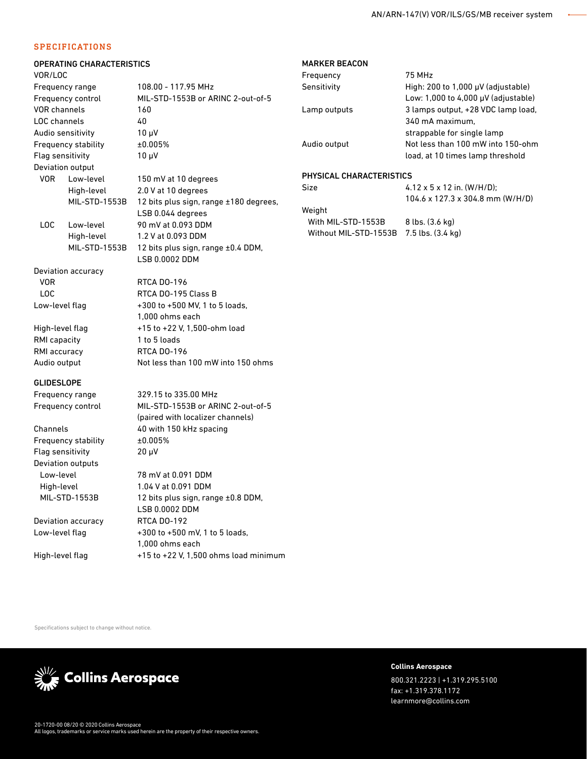## SPECIFICATIONS

### OPERATING CHARACTERISTICS

#### VOR/LOC

| | | |
|---|---|---|
| Frequency range | | 108.00 - 117.95 MHz |
| Frequency control | | MIL-STD-1553B or ARINC 2-out-of-5 |
| VOR channels | | 160 |
| LOC channels | | 40 |
| Audio sensitivity | | 10 µV |
| Frequency stability | | ±0.005% |
| Flag sensitivity | | 10 µV |
| Deviation output | | |
| VOR | Low-level | 150 mV at 10 degrees |
| | High-level | 2.0 V at 10 degrees |
| | MIL-STD-1553B | 12 bits plus sign, range ±180 degrees, LSB 0.044 degrees |
| LOC | Low-level | 90 mV at 0.093 DDM |
| | High-level | 1.2 V at 0.093 DDM |
| | MIL-STD-1553B | 12 bits plus sign, range ±0.4 DDM, LSB 0.0002 DDM |
| Deviation accuracy | | |
| VOR | | RTCA DO-196 |
| LOC | | RTCA DO-195 Class B |
| Low-level flag | | +300 to +500 MV, 1 to 5 loads, 1,000 ohms each |
| High-level flag | | +15 to +22 V, 1,500-ohm load |
| RMI capacity | | 1 to 5 loads |
| RMI accuracy | | RTCA DO-196 |
| Audio output | | Not less than 100 mW into 150 ohms |

### GLIDESLOPE

| | |
|---|---|
| Frequency range | 329.15 to 335.00 MHz |
| Frequency control | MIL-STD-1553B or ARINC 2-out-of-5 (paired with localizer channels) |
| Channels | 40 with 150 kHz spacing |
| Frequency stability | ±0.005% |
| Flag sensitivity | 20 µV |
| Deviation outputs | |
| Low-level | 78 mV at 0.091 DDM |
| High-level | 1.04 V at 0.091 DDM |
| MIL-STD-1553B | 12 bits plus sign, range ±0.8 DDM, LSB 0.0002 DDM |
| Deviation accuracy | RTCA DO-192 |
| Low-level flag | +300 to +500 mV, 1 to 5 loads, 1,000 ohms each |
| High-level flag | +15 to +22 V, 1,500 ohms load minimum |

### MARKER BEACON

| | |
|---|---|
| Frequency | 75 MHz |
| Sensitivity | High: 200 to 1,000 µV (adjustable)<br>Low: 1,000 to 4,000 µV (adjustable) |
| Lamp outputs | 3 lamps output, +28 VDC lamp load, 340 mA maximum, strappable for single lamp |
| Audio output | Not less than 100 mW into 150-ohm load, at 10 times lamp threshold |

### PHYSICAL CHARACTERISTICS

| | |
|---|---|
| Size | 4.12 x 5 x 12 in. (W/H/D);<br>104.6 x 127.3 x 304.8 mm (W/H/D) |
| Weight | |
| With MIL-STD-1553B | 8 lbs. (3.6 kg) |
| Without MIL-STD-1553B | 7.5 lbs. (3.4 kg) |

Specifications subject to change without notice.

Collins Aerospace

**Collins Aerospace**
800.321.2223 | +1.319.295.5100
fax: +1.319.378.1172
learnmore@collins.com

20-1720-00 08/20 © 2020 Collins Aerospace
All logos, trademarks or service marks used herein are the property of their respective owners.